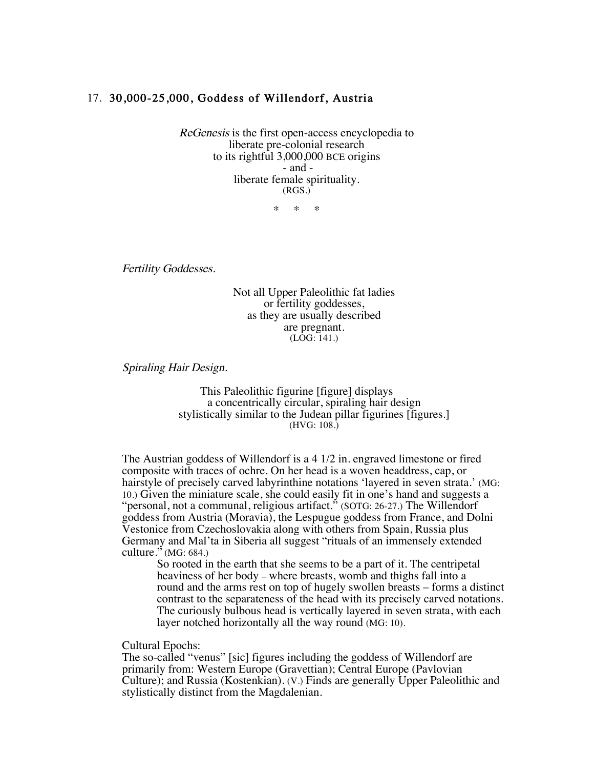## 17. 30,000-25,000, Goddess of Willendorf, Austria

*ReGenesis* is the first open-access encyclopedia to  
liberate pre-colonial research  
to its rightful 3,000,000 BCE origins  
- and -  
liberate female spirituality.  
(RGS.)

\* \* \*

*Fertility Goddesses.*

Not all Upper Paleolithic fat ladies  
or fertility goddesses,  
as they are usually described  
are pregnant.  
(LOG: 141.)

*Spiraling Hair Design.*

This Paleolithic figurine [figure] displays  
a concentrically circular, spiraling hair design  
stylistically similar to the Judean pillar figurines [figures.]  
(HVG: 108.)

The Austrian goddess of Willendorf is a 4 1/2 in. engraved limestone or fired composite with traces of ochre. On her head is a woven headdress, cap, or hairstyle of precisely carved labyrinthine notations 'layered in seven strata.' (MG: 10.) Given the miniature scale, she could easily fit in one's hand and suggests a "personal, not a communal, religious artifact." (SOTG: 26-27.) The Willendorf goddess from Austria (Moravia), the Lespugue goddess from France, and Dolni Vestonice from Czechoslovakia along with others from Spain, Russia plus Germany and Mal'ta in Siberia all suggest "rituals of an immensely extended culture." (MG: 684.)

> So rooted in the earth that she seems to be a part of it. The centripetal heaviness of her body – where breasts, womb and thighs fall into a round and the arms rest on top of hugely swollen breasts – forms a distinct contrast to the separateness of the head with its precisely carved notations. The curiously bulbous head is vertically layered in seven strata, with each layer notched horizontally all the way round (MG: 10).

Cultural Epochs:  
The so-called "venus" [sic] figures including the goddess of Willendorf are primarily from: Western Europe (Gravettian); Central Europe (Pavlovian Culture); and Russia (Kostenkian). (V.) Finds are generally Upper Paleolithic and stylistically distinct from the Magdalenian.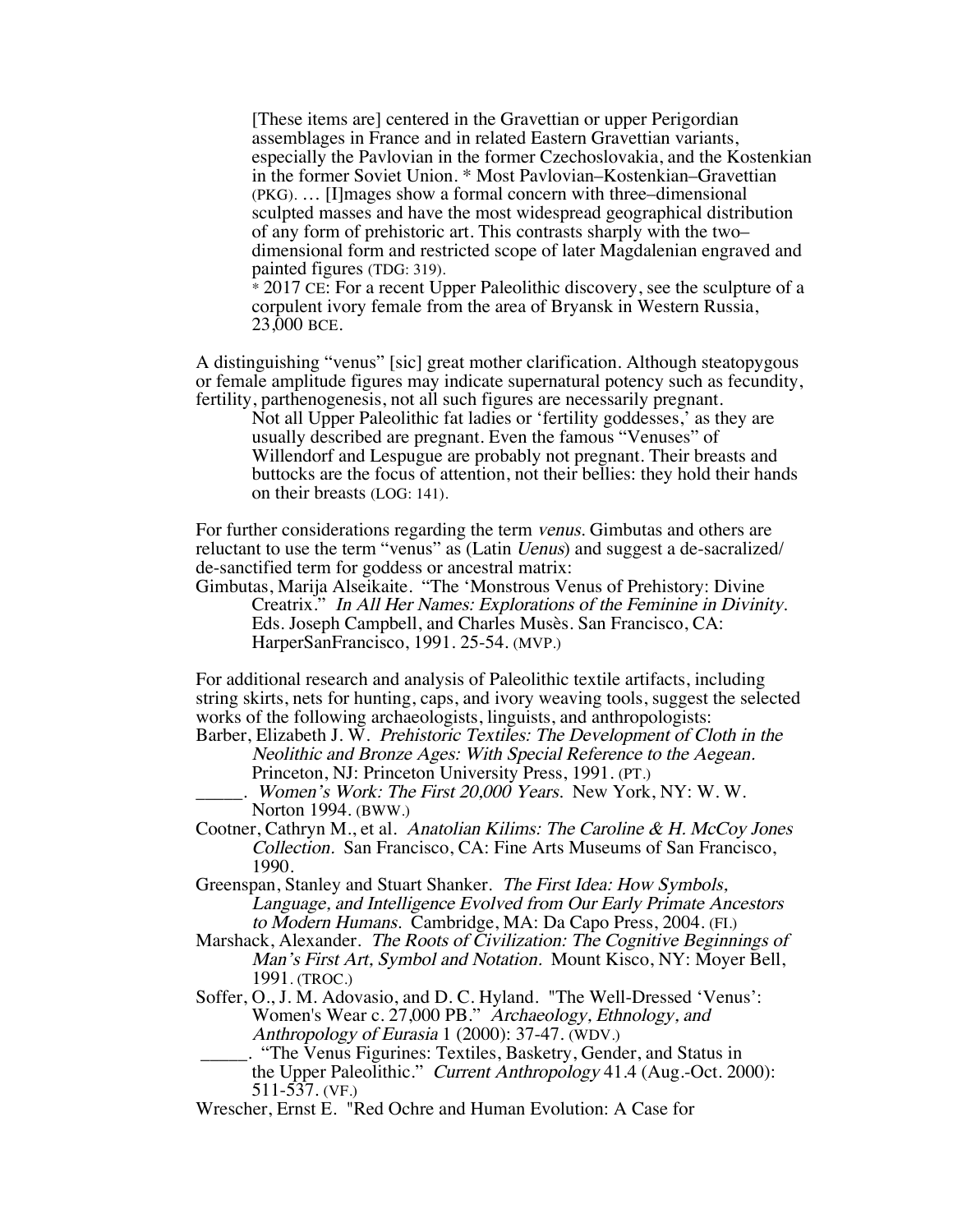> [These items are] centered in the Gravettian or upper Perigordian assemblages in France and in related Eastern Gravettian variants, especially the Pavlovian in the former Czechoslovakia, and the Kostenkian in the former Soviet Union. * Most Pavlovian–Kostenkian–Gravettian (PKG). … [I]mages show a formal concern with three–dimensional sculpted masses and have the most widespread geographical distribution of any form of prehistoric art. This contrasts sharply with the two–dimensional form and restricted scope of later Magdalenian engraved and painted figures (TDG: 319).
>
> * 2017 CE: For a recent Upper Paleolithic discovery, see the sculpture of a corpulent ivory female from the area of Bryansk in Western Russia, 23,000 BCE.

A distinguishing "venus" [sic] great mother clarification. Although steatopygous or female amplitude figures may indicate supernatural potency such as fecundity, fertility, parthenogenesis, not all such figures are necessarily pregnant.

> Not all Upper Paleolithic fat ladies or 'fertility goddesses,' as they are usually described are pregnant. Even the famous "Venuses" of Willendorf and Lespugue are probably not pregnant. Their breasts and buttocks are the focus of attention, not their bellies: they hold their hands on their breasts (LOG: 141).

For further considerations regarding the term *venus*. Gimbutas and others are reluctant to use the term "venus" as (Latin *Uenus*) and suggest a de-sacralized/de-sanctified term for goddess or ancestral matrix:

Gimbutas, Marija Alseikaite. "The 'Monstrous Venus of Prehistory: Divine Creatrix." *In All Her Names: Explorations of the Feminine in Divinity*. Eds. Joseph Campbell, and Charles Musès. San Francisco, CA: HarperSanFrancisco, 1991. 25-54. (MVP.)

For additional research and analysis of Paleolithic textile artifacts, including string skirts, nets for hunting, caps, and ivory weaving tools, suggest the selected works of the following archaeologists, linguists, and anthropologists:

Barber, Elizabeth J. W. *Prehistoric Textiles: The Development of Cloth in the Neolithic and Bronze Ages: With Special Reference to the Aegean*. Princeton, NJ: Princeton University Press, 1991. (PT.)

_____. *Women's Work: The First 20,000 Years*. New York, NY: W. W. Norton 1994. (BWW.)

Cootner, Cathryn M., et al. *Anatolian Kilims: The Caroline & H. McCoy Jones Collection*. San Francisco, CA: Fine Arts Museums of San Francisco, 1990.

Greenspan, Stanley and Stuart Shanker. *The First Idea: How Symbols, Language, and Intelligence Evolved from Our Early Primate Ancestors to Modern Humans*. Cambridge, MA: Da Capo Press, 2004. (FI.)

Marshack, Alexander. *The Roots of Civilization: The Cognitive Beginnings of Man's First Art, Symbol and Notation*. Mount Kisco, NY: Moyer Bell, 1991. (TROC.)

Soffer, O., J. M. Adovasio, and D. C. Hyland. "The Well-Dressed 'Venus': Women's Wear c. 27,000 PB." *Archaeology, Ethnology, and Anthropology of Eurasia* 1 (2000): 37-47. (WDV.)

_____. "The Venus Figurines: Textiles, Basketry, Gender, and Status in the Upper Paleolithic." *Current Anthropology* 41.4 (Aug.-Oct. 2000): 511-537. (VF.)

Wrescher, Ernst E. "Red Ochre and Human Evolution: A Case for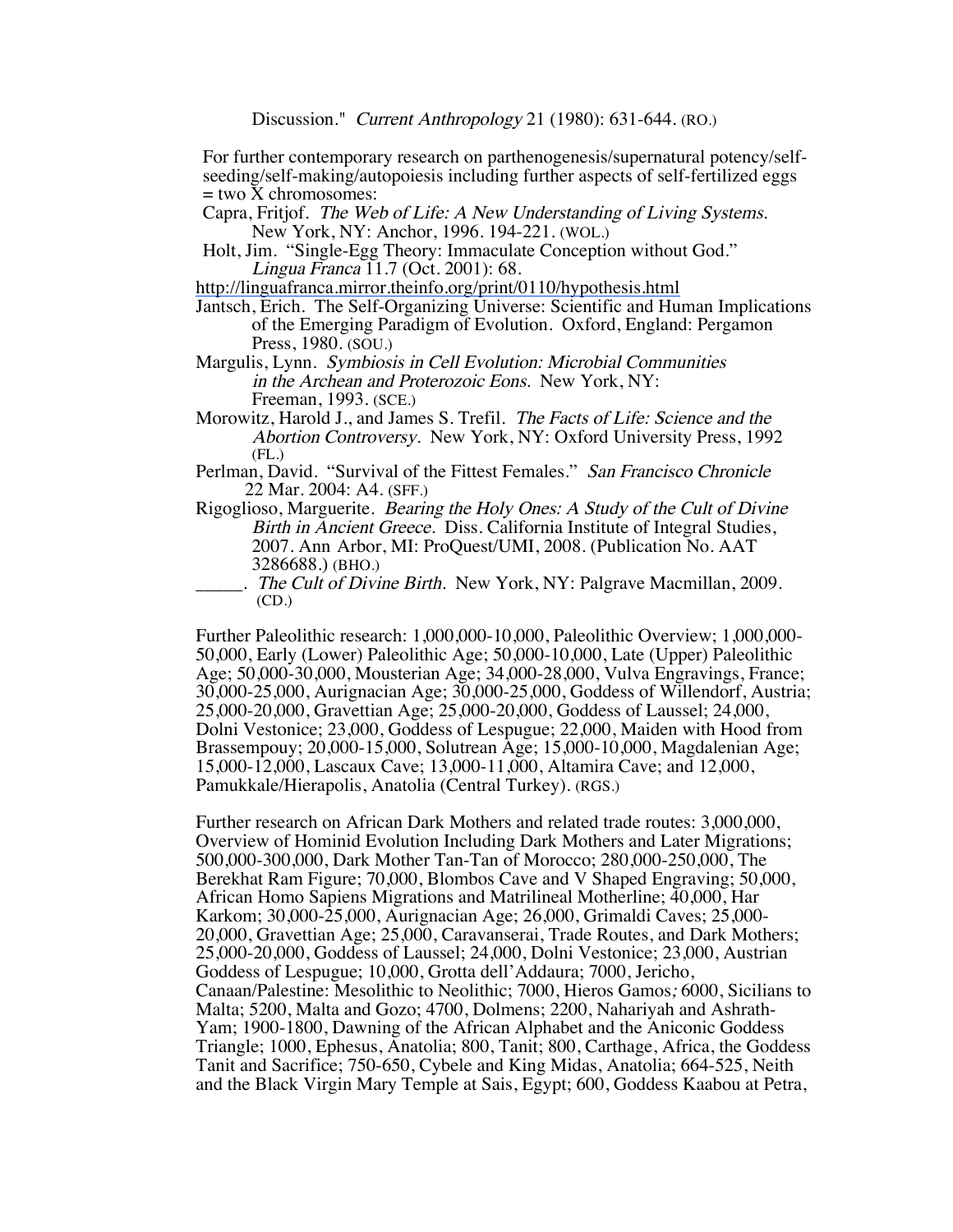Discussion." *Current Anthropology* 21 (1980): 631-644. (RO.)

For further contemporary research on parthenogenesis/supernatural potency/self-seeding/self-making/autopoiesis including further aspects of self-fertilized eggs = two X chromosomes:

Capra, Fritjof. *The Web of Life: A New Understanding of Living Systems.* New York, NY: Anchor, 1996. 194-221. (WOL.)

Holt, Jim. "Single-Egg Theory: Immaculate Conception without God." *Lingua Franca* 11.7 (Oct. 2001): 68.

http://linguafranca.mirror.theinfo.org/print/0110/hypothesis.html

Jantsch, Erich. The Self-Organizing Universe: Scientific and Human Implications of the Emerging Paradigm of Evolution. Oxford, England: Pergamon Press, 1980. (SOU.)

Margulis, Lynn. *Symbiosis in Cell Evolution: Microbial Communities in the Archean and Proterozoic Eons.* New York, NY: Freeman, 1993. (SCE.)

Morowitz, Harold J., and James S. Trefil. *The Facts of Life: Science and the Abortion Controversy.* New York, NY: Oxford University Press, 1992 (FL.)

Perlman, David. "Survival of the Fittest Females." *San Francisco Chronicle* 22 Mar. 2004: A4. (SFF.)

Rigoglioso, Marguerite. *Bearing the Holy Ones: A Study of the Cult of Divine Birth in Ancient Greece.* Diss. California Institute of Integral Studies, 2007. Ann Arbor, MI: ProQuest/UMI, 2008. (Publication No. AAT 3286688.) (BHO.)

_____. *The Cult of Divine Birth.* New York, NY: Palgrave Macmillan, 2009. (CD.)

Further Paleolithic research: 1,000,000-10,000, Paleolithic Overview; 1,000,000-50,000, Early (Lower) Paleolithic Age; 50,000-10,000, Late (Upper) Paleolithic Age; 50,000-30,000, Mousterian Age; 34,000-28,000, Vulva Engravings, France; 30,000-25,000, Aurignacian Age; 30,000-25,000, Goddess of Willendorf, Austria; 25,000-20,000, Gravettian Age; 25,000-20,000, Goddess of Laussel; 24,000, Dolni Vestonice; 23,000, Goddess of Lespugue; 22,000, Maiden with Hood from Brassempouy; 20,000-15,000, Solutrean Age; 15,000-10,000, Magdalenian Age; 15,000-12,000, Lascaux Cave; 13,000-11,000, Altamira Cave; and 12,000, Pamukkale/Hierapolis, Anatolia (Central Turkey). (RGS.)

Further research on African Dark Mothers and related trade routes: 3,000,000, Overview of Hominid Evolution Including Dark Mothers and Later Migrations; 500,000-300,000, Dark Mother Tan-Tan of Morocco; 280,000-250,000, The Berekhat Ram Figure; 70,000, Blombos Cave and V Shaped Engraving; 50,000, African Homo Sapiens Migrations and Matrilineal Motherline; 40,000, Har Karkom; 30,000-25,000, Aurignacian Age; 26,000, Grimaldi Caves; 25,000-20,000, Gravettian Age; 25,000, Caravanserai, Trade Routes, and Dark Mothers; 25,000-20,000, Goddess of Laussel; 24,000, Dolni Vestonice; 23,000, Austrian Goddess of Lespugue; 10,000, Grotta dell'Addaura; 7000, Jericho, Canaan/Palestine: Mesolithic to Neolithic; 7000, Hieros Gamos*;* 6000, Sicilians to Malta; 5200, Malta and Gozo; 4700, Dolmens; 2200, Nahariyah and Ashrath-Yam; 1900-1800, Dawning of the African Alphabet and the Aniconic Goddess Triangle; 1000, Ephesus, Anatolia; 800, Tanit; 800, Carthage, Africa, the Goddess Tanit and Sacrifice; 750-650, Cybele and King Midas, Anatolia; 664-525, Neith and the Black Virgin Mary Temple at Sais, Egypt; 600, Goddess Kaabou at Petra,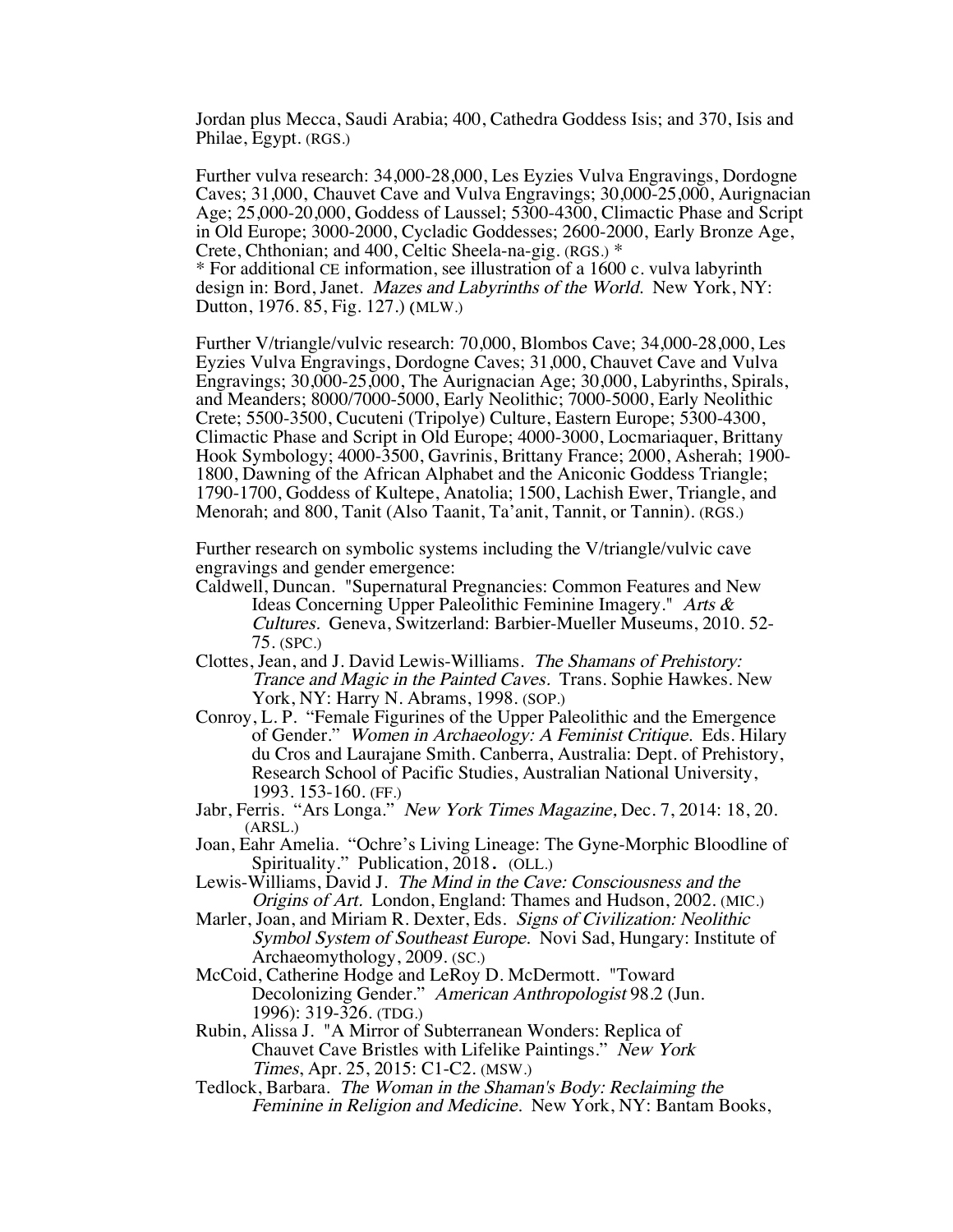Jordan plus Mecca, Saudi Arabia; 400, Cathedra Goddess Isis; and 370, Isis and Philae, Egypt. (RGS.)

Further vulva research: 34,000-28,000, Les Eyzies Vulva Engravings, Dordogne Caves; 31,000, Chauvet Cave and Vulva Engravings; 30,000-25,000, Aurignacian Age; 25,000-20,000, Goddess of Laussel; 5300-4300, Climactic Phase and Script in Old Europe; 3000-2000, Cycladic Goddesses; 2600-2000, Early Bronze Age, Crete, Chthonian; and 400, Celtic Sheela-na-gig. (RGS.) *
* For additional CE information, see illustration of a 1600 c. vulva labyrinth design in: Bord, Janet. *Mazes and Labyrinths of the World.* New York, NY: Dutton, 1976. 85, Fig. 127.) (MLW.)

Further V/triangle/vulvic research: 70,000, Blombos Cave; 34,000-28,000, Les Eyzies Vulva Engravings, Dordogne Caves; 31,000, Chauvet Cave and Vulva Engravings; 30,000-25,000, The Aurignacian Age; 30,000, Labyrinths, Spirals, and Meanders; 8000/7000-5000, Early Neolithic; 7000-5000, Early Neolithic Crete; 5500-3500, Cucuteni (Tripolye) Culture, Eastern Europe; 5300-4300, Climactic Phase and Script in Old Europe; 4000-3000, Locmariaquer, Brittany Hook Symbology; 4000-3500, Gavrinis, Brittany France; 2000, Asherah; 1900-1800, Dawning of the African Alphabet and the Aniconic Goddess Triangle; 1790-1700, Goddess of Kultepe, Anatolia; 1500, Lachish Ewer, Triangle, and Menorah; and 800, Tanit (Also Taanit, Ta'anit, Tannit, or Tannin). (RGS.)

Further research on symbolic systems including the V/triangle/vulvic cave engravings and gender emergence:

Caldwell, Duncan. "Supernatural Pregnancies: Common Features and New Ideas Concerning Upper Paleolithic Feminine Imagery." *Arts & Cultures.* Geneva, Switzerland: Barbier-Mueller Museums, 2010. 52-75. (SPC.)

Clottes, Jean, and J. David Lewis-Williams. *The Shamans of Prehistory: Trance and Magic in the Painted Caves.* Trans. Sophie Hawkes. New York, NY: Harry N. Abrams, 1998. (SOP.)

Conroy, L. P. "Female Figurines of the Upper Paleolithic and the Emergence of Gender." *Women in Archaeology: A Feminist Critique.* Eds. Hilary du Cros and Laurajane Smith. Canberra, Australia: Dept. of Prehistory, Research School of Pacific Studies, Australian National University, 1993. 153-160. (FF.)

Jabr, Ferris. "Ars Longa." *New York Times Magazine*, Dec. 7, 2014: 18, 20. (ARSL.)

Joan, Eahr Amelia. "Ochre's Living Lineage: The Gyne-Morphic Bloodline of Spirituality." Publication, 2018. (OLL.)

Lewis-Williams, David J. *The Mind in the Cave: Consciousness and the Origins of Art.* London, England: Thames and Hudson, 2002. (MIC.)

Marler, Joan, and Miriam R. Dexter, Eds. *Signs of Civilization: Neolithic Symbol System of Southeast Europe.* Novi Sad, Hungary: Institute of Archaeomythology, 2009. (SC.)

McCoid, Catherine Hodge and LeRoy D. McDermott. "Toward Decolonizing Gender." *American Anthropologist* 98.2 (Jun. 1996): 319-326. (TDG.)

Rubin, Alissa J. "A Mirror of Subterranean Wonders: Replica of Chauvet Cave Bristles with Lifelike Paintings." *New York Times*, Apr. 25, 2015: C1-C2. (MSW.)

Tedlock, Barbara. *The Woman in the Shaman's Body: Reclaiming the Feminine in Religion and Medicine.* New York, NY: Bantam Books,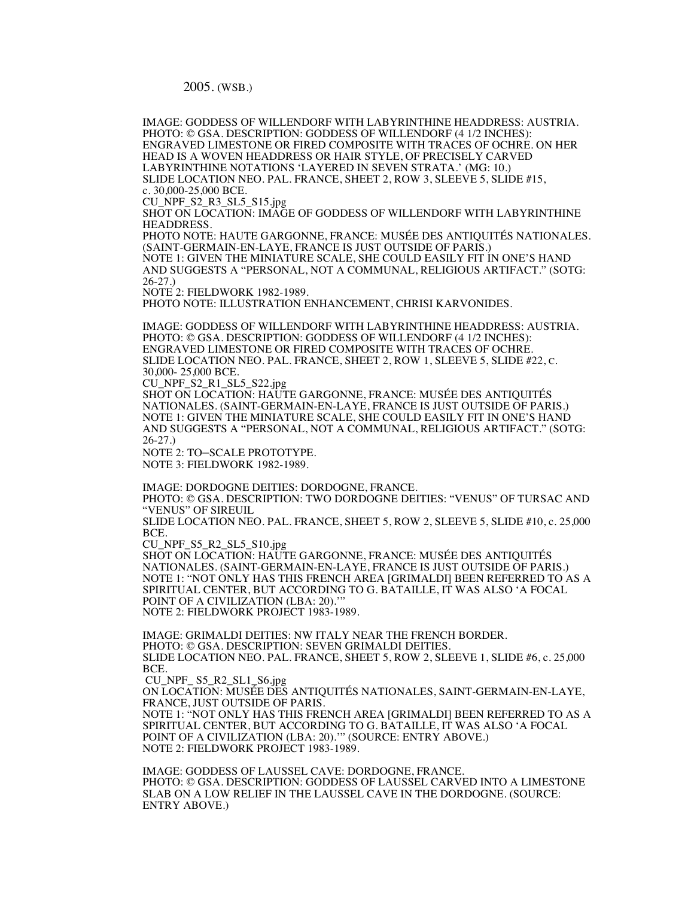2005. (WSB.)

IMAGE: GODDESS OF WILLENDORF WITH LABYRINTHINE HEADDRESS: AUSTRIA.
PHOTO: © GSA. DESCRIPTION: GODDESS OF WILLENDORF (4 1/2 INCHES): ENGRAVED LIMESTONE OR FIRED COMPOSITE WITH TRACES OF OCHRE. ON HER HEAD IS A WOVEN HEADDRESS OR HAIR STYLE, OF PRECISELY CARVED LABYRINTHINE NOTATIONS 'LAYERED IN SEVEN STRATA.' (MG: 10.)
SLIDE LOCATION NEO. PAL. FRANCE, SHEET 2, ROW 3, SLEEVE 5, SLIDE #15, c. 30,000-25,000 BCE.
CU_NPF_S2_R3_SL5_S15.jpg
SHOT ON LOCATION: IMAGE OF GODDESS OF WILLENDORF WITH LABYRINTHINE HEADDRESS.
PHOTO NOTE: HAUTE GARGONNE, FRANCE: MUSÉE DES ANTIQUITÉS NATIONALES. (SAINT-GERMAIN-EN-LAYE, FRANCE IS JUST OUTSIDE OF PARIS.)
NOTE 1: GIVEN THE MINIATURE SCALE, SHE COULD EASILY FIT IN ONE'S HAND AND SUGGESTS A "PERSONAL, NOT A COMMUNAL, RELIGIOUS ARTIFACT." (SOTG: 26-27.)
NOTE 2: FIELDWORK 1982-1989.
PHOTO NOTE: ILLUSTRATION ENHANCEMENT, CHRISI KARVONIDES.

IMAGE: GODDESS OF WILLENDORF WITH LABYRINTHINE HEADDRESS: AUSTRIA.
PHOTO: © GSA. DESCRIPTION: GODDESS OF WILLENDORF (4 1/2 INCHES): ENGRAVED LIMESTONE OR FIRED COMPOSITE WITH TRACES OF OCHRE.
SLIDE LOCATION NEO. PAL. FRANCE, SHEET 2, ROW 1, SLEEVE 5, SLIDE #22, c. 30,000- 25,000 BCE.
CU_NPF_S2_R1_SL5_S22.jpg
SHOT ON LOCATION: HAUTE GARGONNE, FRANCE: MUSÉE DES ANTIQUITÉS NATIONALES. (SAINT-GERMAIN-EN-LAYE, FRANCE IS JUST OUTSIDE OF PARIS.)
NOTE 1: GIVEN THE MINIATURE SCALE, SHE COULD EASILY FIT IN ONE'S HAND AND SUGGESTS A "PERSONAL, NOT A COMMUNAL, RELIGIOUS ARTIFACT." (SOTG: 26-27.)
NOTE 2: TO–SCALE PROTOTYPE.
NOTE 3: FIELDWORK 1982-1989.

IMAGE: DORDOGNE DEITIES: DORDOGNE, FRANCE.
PHOTO: © GSA. DESCRIPTION: TWO DORDOGNE DEITIES: "VENUS" OF TURSAC AND "VENUS" OF SIREUIL
SLIDE LOCATION NEO. PAL. FRANCE, SHEET 5, ROW 2, SLEEVE 5, SLIDE #10, c. 25,000 BCE.
CU_NPF_S5_R2_SL5_S10.jpg
SHOT ON LOCATION: HAUTE GARGONNE, FRANCE: MUSÉE DES ANTIQUITÉS NATIONALES. (SAINT-GERMAIN-EN-LAYE, FRANCE IS JUST OUTSIDE OF PARIS.)
NOTE 1: "NOT ONLY HAS THIS FRENCH AREA [GRIMALDI] BEEN REFERRED TO AS A SPIRITUAL CENTER, BUT ACCORDING TO G. BATAILLE, IT WAS ALSO 'A FOCAL POINT OF A CIVILIZATION (LBA: 20).'"
NOTE 2: FIELDWORK PROJECT 1983-1989.

IMAGE: GRIMALDI DEITIES: NW ITALY NEAR THE FRENCH BORDER.
PHOTO: © GSA. DESCRIPTION: SEVEN GRIMALDI DEITIES.
SLIDE LOCATION NEO. PAL. FRANCE, SHEET 5, ROW 2, SLEEVE 1, SLIDE #6, c. 25,000 BCE.
CU_NPF_ S5_R2_SL1_S6.jpg
ON LOCATION: MUSÉE DES ANTIQUITÉS NATIONALES, SAINT-GERMAIN-EN-LAYE, FRANCE, JUST OUTSIDE OF PARIS.
NOTE 1: "NOT ONLY HAS THIS FRENCH AREA [GRIMALDI] BEEN REFERRED TO AS A SPIRITUAL CENTER, BUT ACCORDING TO G. BATAILLE, IT WAS ALSO 'A FOCAL POINT OF A CIVILIZATION (LBA: 20).'" (SOURCE: ENTRY ABOVE.)
NOTE 2: FIELDWORK PROJECT 1983-1989.

IMAGE: GODDESS OF LAUSSEL CAVE: DORDOGNE, FRANCE.
PHOTO: © GSA. DESCRIPTION: GODDESS OF LAUSSEL CARVED INTO A LIMESTONE SLAB ON A LOW RELIEF IN THE LAUSSEL CAVE IN THE DORDOGNE. (SOURCE: ENTRY ABOVE.)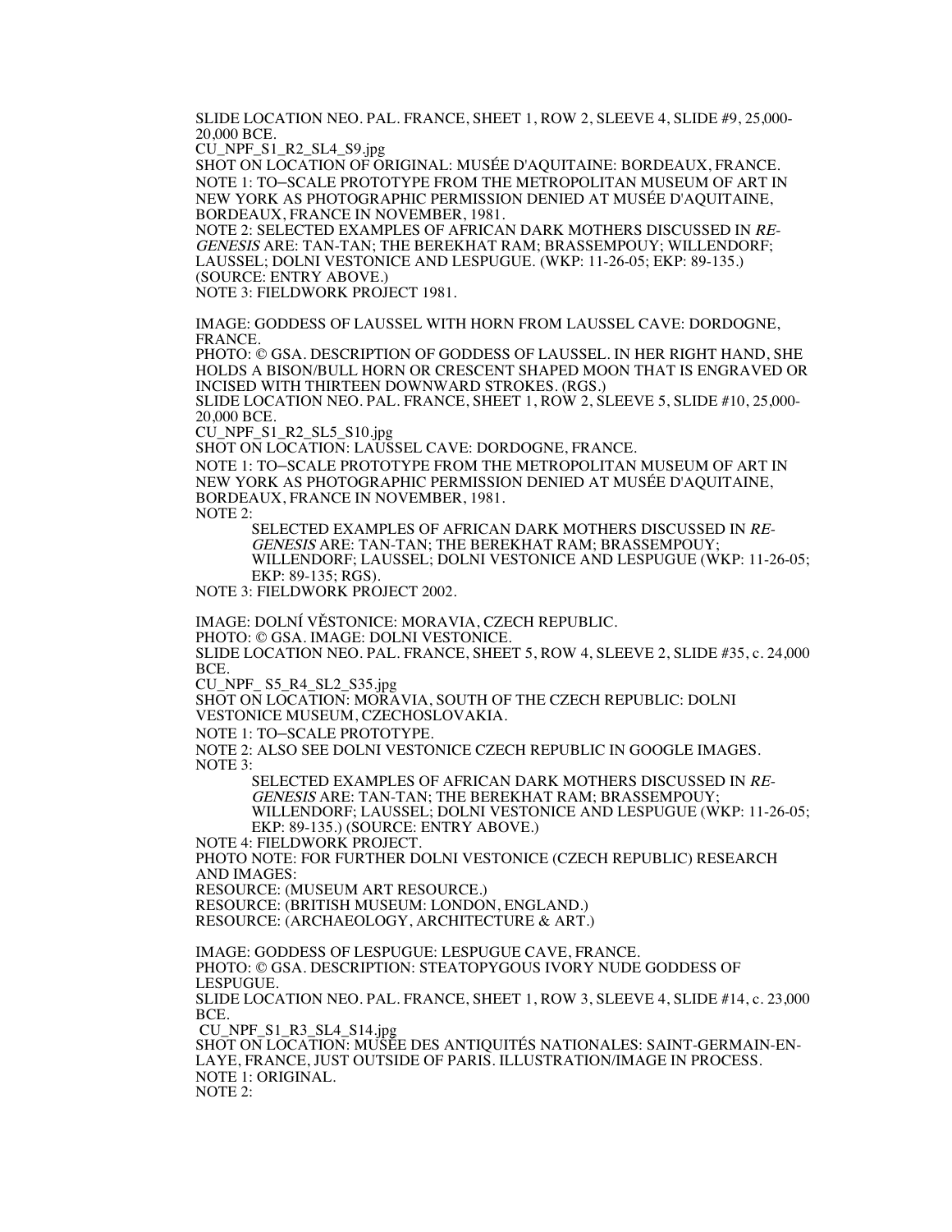SLIDE LOCATION NEO. PAL. FRANCE, SHEET 1, ROW 2, SLEEVE 4, SLIDE #9, 25,000-20,000 BCE.
CU_NPF_S1_R2_SL4_S9.jpg
SHOT ON LOCATION OF ORIGINAL: MUSÉE D'AQUITAINE: BORDEAUX, FRANCE.
NOTE 1: TO–SCALE PROTOTYPE FROM THE METROPOLITAN MUSEUM OF ART IN NEW YORK AS PHOTOGRAPHIC PERMISSION DENIED AT MUSÉE D'AQUITAINE, BORDEAUX, FRANCE IN NOVEMBER, 1981.
NOTE 2: SELECTED EXAMPLES OF AFRICAN DARK MOTHERS DISCUSSED IN *RE-GENESIS* ARE: TAN-TAN; THE BEREKHAT RAM; BRASSEMPOUY; WILLENDORF; LAUSSEL; DOLNI VESTONICE AND LESPUGUE. (WKP: 11-26-05; EKP: 89-135.) (SOURCE: ENTRY ABOVE.)
NOTE 3: FIELDWORK PROJECT 1981.

IMAGE: GODDESS OF LAUSSEL WITH HORN FROM LAUSSEL CAVE: DORDOGNE, FRANCE.
PHOTO: © GSA. DESCRIPTION OF GODDESS OF LAUSSEL. IN HER RIGHT HAND, SHE HOLDS A BISON/BULL HORN OR CRESCENT SHAPED MOON THAT IS ENGRAVED OR INCISED WITH THIRTEEN DOWNWARD STROKES. (RGS.)
SLIDE LOCATION NEO. PAL. FRANCE, SHEET 1, ROW 2, SLEEVE 5, SLIDE #10, 25,000-20,000 BCE.
CU_NPF_S1_R2_SL5_S10.jpg
SHOT ON LOCATION: LAUSSEL CAVE: DORDOGNE, FRANCE.
NOTE 1: TO–SCALE PROTOTYPE FROM THE METROPOLITAN MUSEUM OF ART IN NEW YORK AS PHOTOGRAPHIC PERMISSION DENIED AT MUSÉE D'AQUITAINE, BORDEAUX, FRANCE IN NOVEMBER, 1981.
NOTE 2:

> SELECTED EXAMPLES OF AFRICAN DARK MOTHERS DISCUSSED IN *RE-GENESIS* ARE: TAN-TAN; THE BEREKHAT RAM; BRASSEMPOUY; WILLENDORF; LAUSSEL; DOLNI VESTONICE AND LESPUGUE (WKP: 11-26-05; EKP: 89-135; RGS).

NOTE 3: FIELDWORK PROJECT 2002.

IMAGE: DOLNÍ VĚSTONICE: MORAVIA, CZECH REPUBLIC.
PHOTO: © GSA. IMAGE: DOLNI VESTONICE.
SLIDE LOCATION NEO. PAL. FRANCE, SHEET 5, ROW 4, SLEEVE 2, SLIDE #35, c. 24,000 BCE.
CU_NPF_ S5_R4_SL2_S35.jpg
SHOT ON LOCATION: MORAVIA, SOUTH OF THE CZECH REPUBLIC: DOLNI VESTONICE MUSEUM, CZECHOSLOVAKIA.
NOTE 1: TO–SCALE PROTOTYPE.
NOTE 2: ALSO SEE DOLNI VESTONICE CZECH REPUBLIC IN GOOGLE IMAGES.
NOTE 3:

> SELECTED EXAMPLES OF AFRICAN DARK MOTHERS DISCUSSED IN *RE-GENESIS* ARE: TAN-TAN; THE BEREKHAT RAM; BRASSEMPOUY; WILLENDORF; LAUSSEL; DOLNI VESTONICE AND LESPUGUE (WKP: 11-26-05; EKP: 89-135.) (SOURCE: ENTRY ABOVE.)

NOTE 4: FIELDWORK PROJECT.
PHOTO NOTE: FOR FURTHER DOLNI VESTONICE (CZECH REPUBLIC) RESEARCH AND IMAGES:
RESOURCE: (MUSEUM ART RESOURCE.)
RESOURCE: (BRITISH MUSEUM: LONDON, ENGLAND.)
RESOURCE: (ARCHAEOLOGY, ARCHITECTURE & ART.)

IMAGE: GODDESS OF LESPUGUE: LESPUGUE CAVE, FRANCE.
PHOTO: © GSA. DESCRIPTION: STEATOPYGOUS IVORY NUDE GODDESS OF LESPUGUE.
SLIDE LOCATION NEO. PAL. FRANCE, SHEET 1, ROW 3, SLEEVE 4, SLIDE #14, c. 23,000 BCE.
CU_NPF_S1_R3_SL4_S14.jpg
SHOT ON LOCATION: MUSÉE DES ANTIQUITÉS NATIONALES: SAINT-GERMAIN-EN-LAYE, FRANCE, JUST OUTSIDE OF PARIS. ILLUSTRATION/IMAGE IN PROCESS.
NOTE 1: ORIGINAL.
NOTE 2: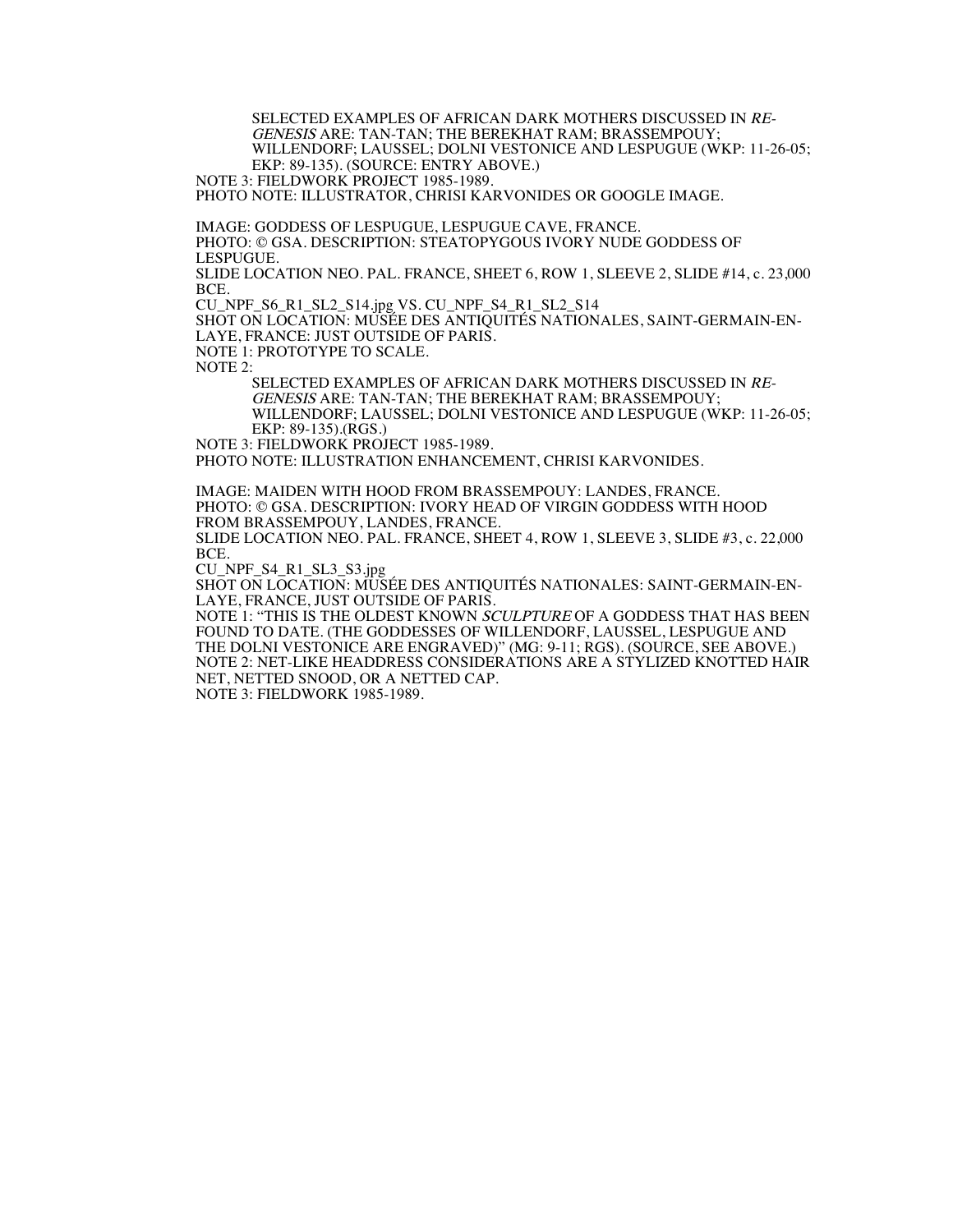> SELECTED EXAMPLES OF AFRICAN DARK MOTHERS DISCUSSED IN *RE-GENESIS* ARE: TAN-TAN; THE BEREKHAT RAM; BRASSEMPOUY; WILLENDORF; LAUSSEL; DOLNI VESTONICE AND LESPUGUE (WKP: 11-26-05; EKP: 89-135). (SOURCE: ENTRY ABOVE.)

NOTE 3: FIELDWORK PROJECT 1985-1989.
PHOTO NOTE: ILLUSTRATOR, CHRISI KARVONIDES OR GOOGLE IMAGE.

IMAGE: GODDESS OF LESPUGUE, LESPUGUE CAVE, FRANCE.
PHOTO: © GSA. DESCRIPTION: STEATOPYGOUS IVORY NUDE GODDESS OF LESPUGUE.
SLIDE LOCATION NEO. PAL. FRANCE, SHEET 6, ROW 1, SLEEVE 2, SLIDE #14, c. 23,000 BCE.
CU_NPF_S6_R1_SL2_S14.jpg VS. CU_NPF_S4_R1_SL2_S14
SHOT ON LOCATION: MUSÉE DES ANTIQUITÉS NATIONALES, SAINT-GERMAIN-EN-LAYE, FRANCE: JUST OUTSIDE OF PARIS.
NOTE 1: PROTOTYPE TO SCALE.
NOTE 2:

> SELECTED EXAMPLES OF AFRICAN DARK MOTHERS DISCUSSED IN *RE-GENESIS* ARE: TAN-TAN; THE BEREKHAT RAM; BRASSEMPOUY; WILLENDORF; LAUSSEL; DOLNI VESTONICE AND LESPUGUE (WKP: 11-26-05; EKP: 89-135).(RGS.)

NOTE 3: FIELDWORK PROJECT 1985-1989.
PHOTO NOTE: ILLUSTRATION ENHANCEMENT, CHRISI KARVONIDES.

IMAGE: MAIDEN WITH HOOD FROM BRASSEMPOUY: LANDES, FRANCE.
PHOTO: © GSA. DESCRIPTION: IVORY HEAD OF VIRGIN GODDESS WITH HOOD FROM BRASSEMPOUY, LANDES, FRANCE.
SLIDE LOCATION NEO. PAL. FRANCE, SHEET 4, ROW 1, SLEEVE 3, SLIDE #3, c. 22,000 BCE.
CU_NPF_S4_R1_SL3_S3.jpg
SHOT ON LOCATION: MUSÉE DES ANTIQUITÉS NATIONALES: SAINT-GERMAIN-EN-LAYE, FRANCE, JUST OUTSIDE OF PARIS.
NOTE 1: "THIS IS THE OLDEST KNOWN *SCULPTURE* OF A GODDESS THAT HAS BEEN FOUND TO DATE. (THE GODDESSES OF WILLENDORF, LAUSSEL, LESPUGUE AND THE DOLNI VESTONICE ARE ENGRAVED)" (MG: 9-11; RGS). (SOURCE, SEE ABOVE.)
NOTE 2: NET-LIKE HEADDRESS CONSIDERATIONS ARE A STYLIZED KNOTTED HAIR NET, NETTED SNOOD, OR A NETTED CAP.
NOTE 3: FIELDWORK 1985-1989.